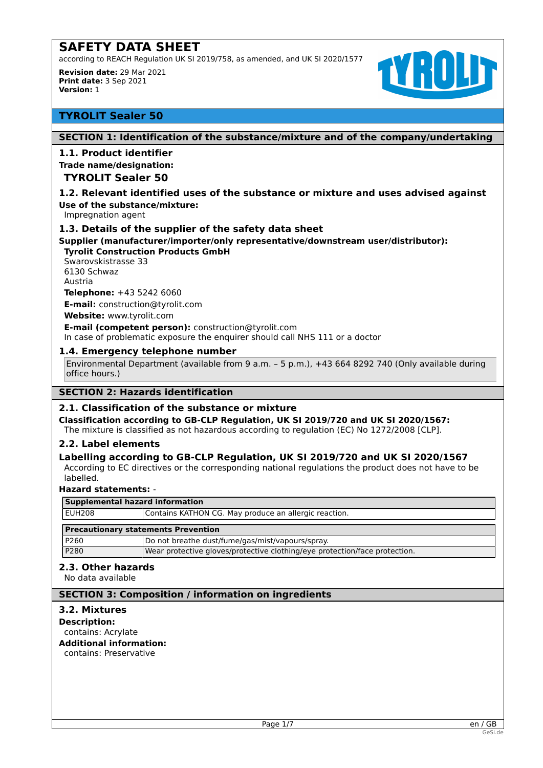# SAFETY DATA SHEET

according to REACH Regulation UK SI 2019/758, as amended, and UK SI 2020/1577

**Revision date:** 29 Mar 2021
**Print date:** 3 Sep 2021
**Version:** 1

## TYROLIT Sealer 50

## SECTION 1: Identification of the substance/mixture and of the company/undertaking

### 1.1. Product identifier

**Trade name/designation:**

**TYROLIT Sealer 50**

### 1.2. Relevant identified uses of the substance or mixture and uses advised against

**Use of the substance/mixture:**

Impregnation agent

### 1.3. Details of the supplier of the safety data sheet

**Supplier (manufacturer/importer/only representative/downstream user/distributor):**

**Tyrolit Construction Products GmbH**
Swarovskistrasse 33
6130 Schwaz
Austria

**Telephone:** +43 5242 6060

**E-mail:** construction@tyrolit.com

**Website:** www.tyrolit.com

**E-mail (competent person):** construction@tyrolit.com
In case of problematic exposure the enquirer should call NHS 111 or a doctor

### 1.4. Emergency telephone number

Environmental Department (available from 9 a.m. – 5 p.m.), +43 664 8292 740 (Only available during office hours.)

## SECTION 2: Hazards identification

### 2.1. Classification of the substance or mixture

**Classification according to GB-CLP Regulation, UK SI 2019/720 and UK SI 2020/1567:**

The mixture is classified as not hazardous according to regulation (EC) No 1272/2008 [CLP].

### 2.2. Label elements

**Labelling according to GB-CLP Regulation, UK SI 2019/720 and UK SI 2020/1567**

According to EC directives or the corresponding national regulations the product does not have to be labelled.

**Hazard statements:** -

| Supplemental hazard information | |
|---|---|
| EUH208 | Contains KATHON CG. May produce an allergic reaction. |

| Precautionary statements Prevention | |
|---|---|
| P260 | Do not breathe dust/fume/gas/mist/vapours/spray. |
| P280 | Wear protective gloves/protective clothing/eye protection/face protection. |

### 2.3. Other hazards

No data available

## SECTION 3: Composition / information on ingredients

### 3.2. Mixtures

**Description:**

contains: Acrylate

**Additional information:**

contains: Preservative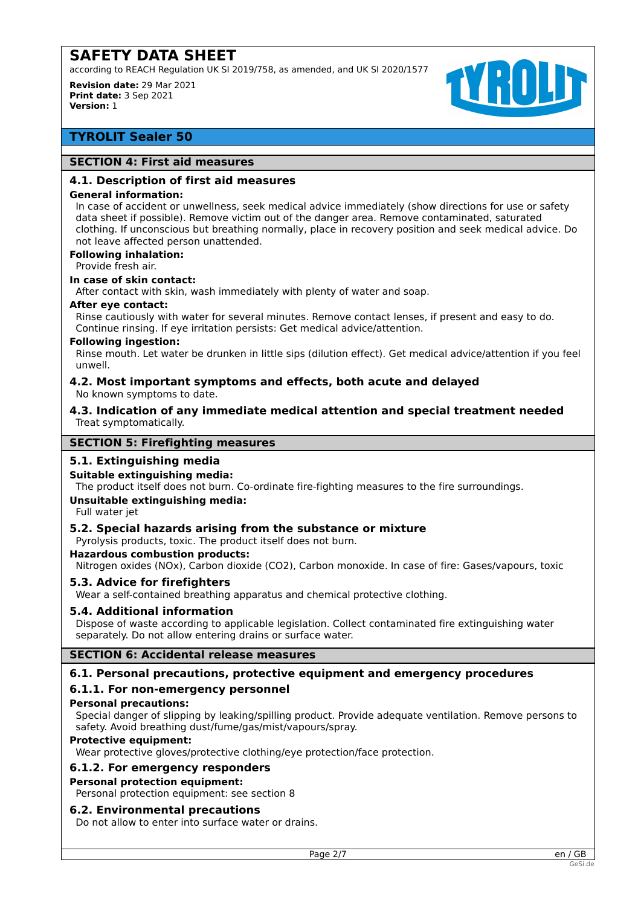# SAFETY DATA SHEET

according to REACH Regulation UK SI 2019/758, as amended, and UK SI 2020/1577

**Revision date:** 29 Mar 2021
**Print date:** 3 Sep 2021
**Version:** 1

## TYROLIT Sealer 50

## SECTION 4: First aid measures

### 4.1. Description of first aid measures

**General information:**

In case of accident or unwellness, seek medical advice immediately (show directions for use or safety data sheet if possible). Remove victim out of the danger area. Remove contaminated, saturated clothing. If unconscious but breathing normally, place in recovery position and seek medical advice. Do not leave affected person unattended.

**Following inhalation:**

Provide fresh air.

**In case of skin contact:**

After contact with skin, wash immediately with plenty of water and soap.

**After eye contact:**

Rinse cautiously with water for several minutes. Remove contact lenses, if present and easy to do. Continue rinsing. If eye irritation persists: Get medical advice/attention.

**Following ingestion:**

Rinse mouth. Let water be drunken in little sips (dilution effect). Get medical advice/attention if you feel unwell.

### 4.2. Most important symptoms and effects, both acute and delayed

No known symptoms to date.

### 4.3. Indication of any immediate medical attention and special treatment needed

Treat symptomatically.

## SECTION 5: Firefighting measures

### 5.1. Extinguishing media

**Suitable extinguishing media:**

The product itself does not burn. Co-ordinate fire-fighting measures to the fire surroundings.

**Unsuitable extinguishing media:**

Full water jet

### 5.2. Special hazards arising from the substance or mixture

Pyrolysis products, toxic. The product itself does not burn.

**Hazardous combustion products:**

Nitrogen oxides (NOx), Carbon dioxide ($CO_2$), Carbon monoxide. In case of fire: Gases/vapours, toxic

### 5.3. Advice for firefighters

Wear a self-contained breathing apparatus and chemical protective clothing.

### 5.4. Additional information

Dispose of waste according to applicable legislation. Collect contaminated fire extinguishing water separately. Do not allow entering drains or surface water.

## SECTION 6: Accidental release measures

### 6.1. Personal precautions, protective equipment and emergency procedures

#### 6.1.1. For non-emergency personnel

**Personal precautions:**

Special danger of slipping by leaking/spilling product. Provide adequate ventilation. Remove persons to safety. Avoid breathing dust/fume/gas/mist/vapours/spray.

**Protective equipment:**

Wear protective gloves/protective clothing/eye protection/face protection.

#### 6.1.2. For emergency responders

**Personal protection equipment:**

Personal protection equipment: see section 8

### 6.2. Environmental precautions

Do not allow to enter into surface water or drains.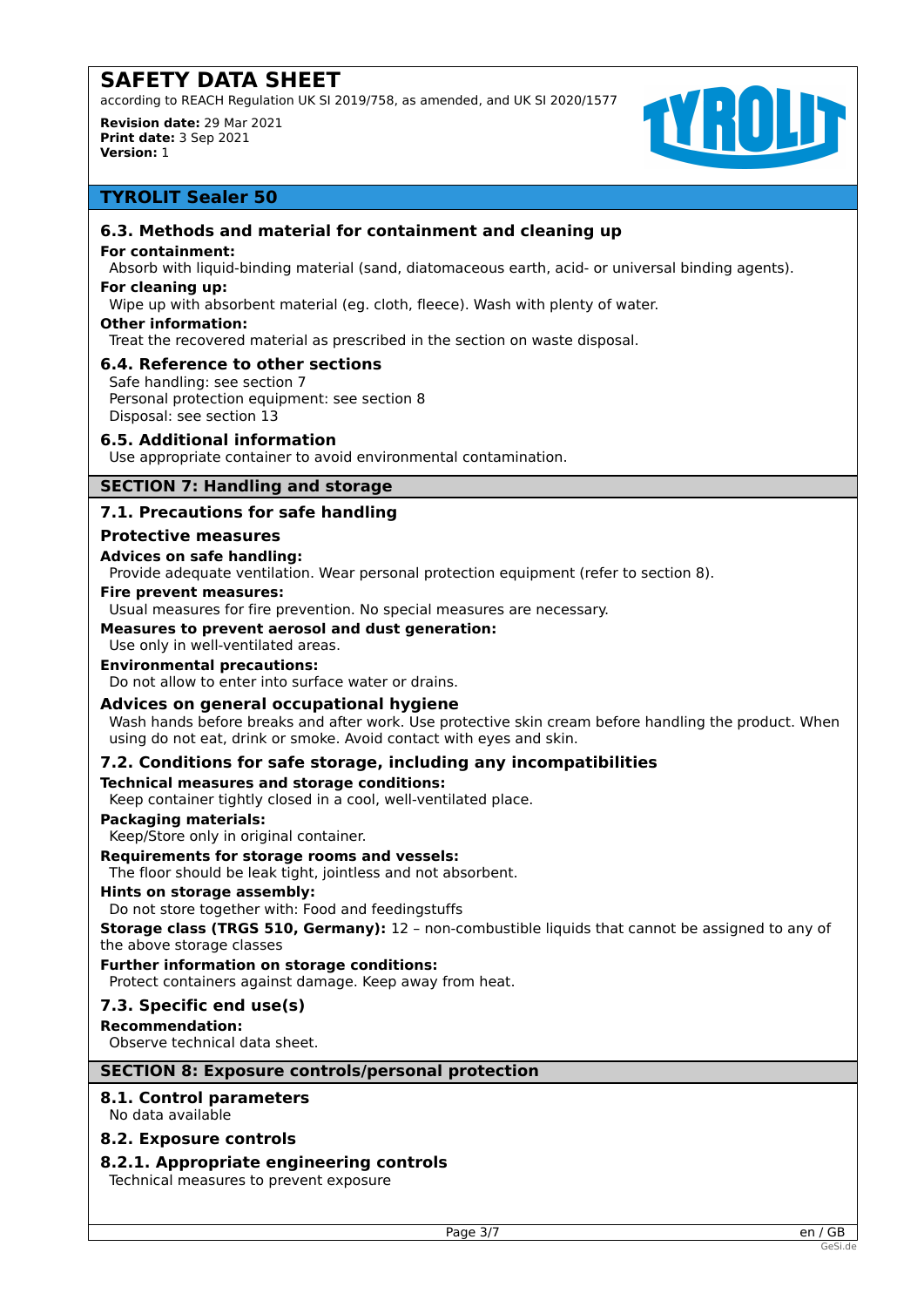## TYROLIT Sealer 50

### 6.3. Methods and material for containment and cleaning up

**For containment:**

Absorb with liquid-binding material (sand, diatomaceous earth, acid- or universal binding agents).

**For cleaning up:**

Wipe up with absorbent material (eg. cloth, fleece). Wash with plenty of water.

**Other information:**

Treat the recovered material as prescribed in the section on waste disposal.

### 6.4. Reference to other sections

Safe handling: see section 7
Personal protection equipment: see section 8
Disposal: see section 13

### 6.5. Additional information

Use appropriate container to avoid environmental contamination.

## SECTION 7: Handling and storage

### 7.1. Precautions for safe handling

#### Protective measures

**Advices on safe handling:**

Provide adequate ventilation. Wear personal protection equipment (refer to section 8).

**Fire prevent measures:**

Usual measures for fire prevention. No special measures are necessary.

**Measures to prevent aerosol and dust generation:**

Use only in well-ventilated areas.

**Environmental precautions:**

Do not allow to enter into surface water or drains.

#### Advices on general occupational hygiene

Wash hands before breaks and after work. Use protective skin cream before handling the product. When using do not eat, drink or smoke. Avoid contact with eyes and skin.

### 7.2. Conditions for safe storage, including any incompatibilities

**Technical measures and storage conditions:**

Keep container tightly closed in a cool, well-ventilated place.

**Packaging materials:**

Keep/Store only in original container.

**Requirements for storage rooms and vessels:**

The floor should be leak tight, jointless and not absorbent.

**Hints on storage assembly:**

Do not store together with: Food and feedingstuffs

**Storage class (TRGS 510, Germany):** 12 – non-combustible liquids that cannot be assigned to any of the above storage classes

**Further information on storage conditions:**

Protect containers against damage. Keep away from heat.

### 7.3. Specific end use(s)

**Recommendation:**

Observe technical data sheet.

## SECTION 8: Exposure controls/personal protection

### 8.1. Control parameters

No data available

### 8.2. Exposure controls

### 8.2.1. Appropriate engineering controls

Technical measures to prevent exposure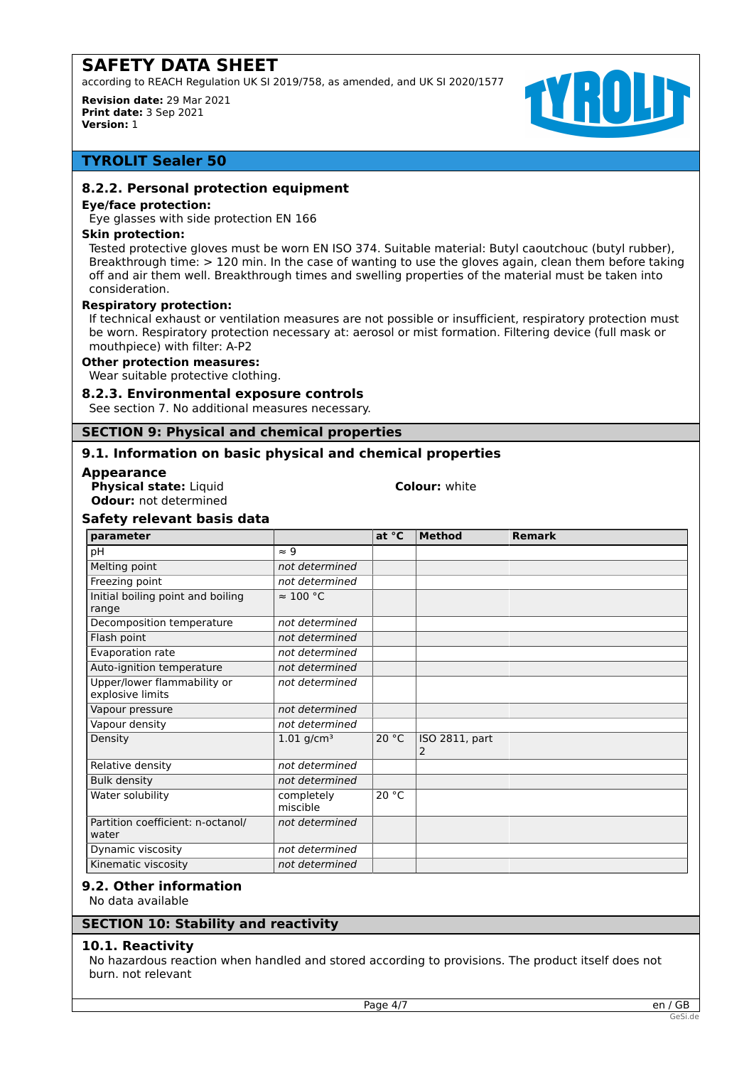## 8.2.2. Personal protection equipment

**Eye/face protection:**

Eye glasses with side protection EN 166

**Skin protection:**

Tested protective gloves must be worn EN ISO 374. Suitable material: Butyl caoutchouc (butyl rubber), Breakthrough time: > 120 min. In the case of wanting to use the gloves again, clean them before taking off and air them well. Breakthrough times and swelling properties of the material must be taken into consideration.

**Respiratory protection:**

If technical exhaust or ventilation measures are not possible or insufficient, respiratory protection must be worn. Respiratory protection necessary at: aerosol or mist formation. Filtering device (full mask or mouthpiece) with filter: A-P2

**Other protection measures:**

Wear suitable protective clothing.

## 8.2.3. Environmental exposure controls

See section 7. No additional measures necessary.

# SECTION 9: Physical and chemical properties

## 9.1. Information on basic physical and chemical properties

### Appearance

**Physical state:** Liquid

**Colour:** white

**Odour:** not determined

### Safety relevant basis data

| parameter | | at °C | Method | Remark |
|---|---|---|---|---|
| pH | ≈ 9 | | | |
| Melting point | *not determined* | | | |
| Freezing point | *not determined* | | | |
| Initial boiling point and boiling range | ≈ 100 °C | | | |
| Decomposition temperature | *not determined* | | | |
| Flash point | *not determined* | | | |
| Evaporation rate | *not determined* | | | |
| Auto-ignition temperature | *not determined* | | | |
| Upper/lower flammability or explosive limits | *not determined* | | | |
| Vapour pressure | *not determined* | | | |
| Vapour density | *not determined* | | | |
| Density | 1.01 g/cm³ | 20 °C | ISO 2811, part 2 | |
| Relative density | *not determined* | | | |
| Bulk density | *not determined* | | | |
| Water solubility | completely miscible | 20 °C | | |
| Partition coefficient: n-octanol/water | *not determined* | | | |
| Dynamic viscosity | *not determined* | | | |
| Kinematic viscosity | *not determined* | | | |

## 9.2. Other information

No data available

# SECTION 10: Stability and reactivity

## 10.1. Reactivity

No hazardous reaction when handled and stored according to provisions. The product itself does not burn. not relevant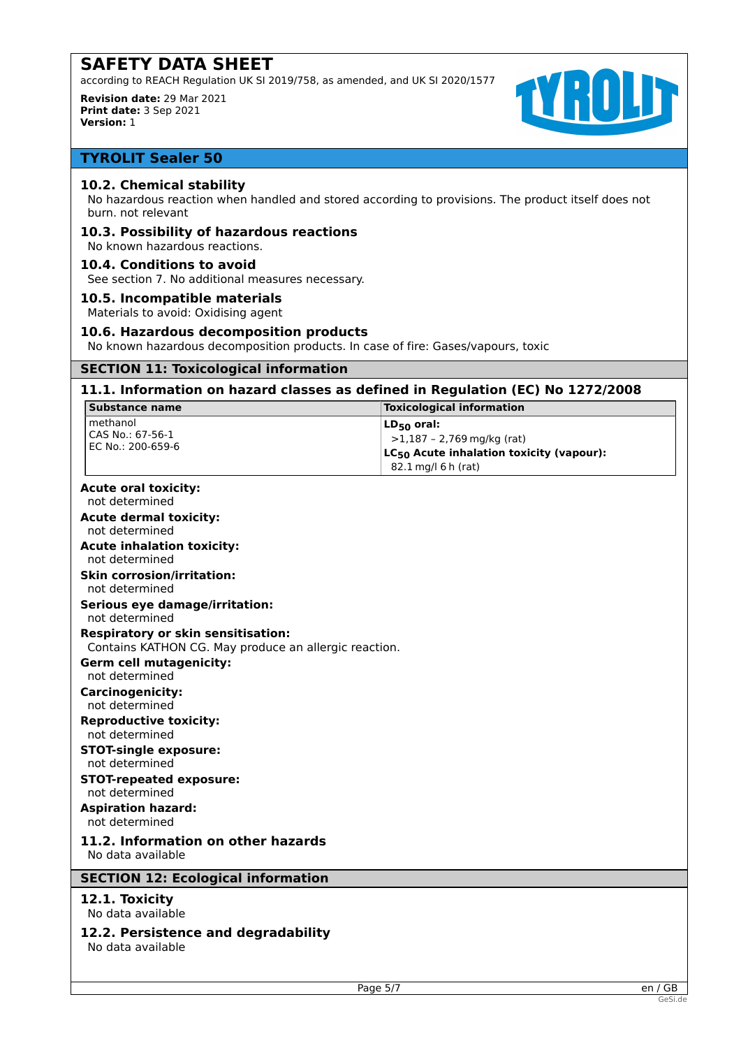### 10.2. Chemical stability

No hazardous reaction when handled and stored according to provisions. The product itself does not burn. not relevant

### 10.3. Possibility of hazardous reactions

No known hazardous reactions.

### 10.4. Conditions to avoid

See section 7. No additional measures necessary.

### 10.5. Incompatible materials

Materials to avoid: Oxidising agent

### 10.6. Hazardous decomposition products

No known hazardous decomposition products. In case of fire: Gases/vapours, toxic

## SECTION 11: Toxicological information

### 11.1. Information on hazard classes as defined in Regulation (EC) No 1272/2008

| Substance name | Toxicological information |
|---|---|
| methanol<br>CAS No.: 67-56-1<br>EC No.: 200-659-6 | **$LD_{50}$ oral:**<br>>1,187 – 2,769 mg/kg (rat)<br>**$LC_{50}$ Acute inhalation toxicity (vapour):**<br>82.1 mg/l 6 h (rat) |

**Acute oral toxicity:**
not determined

**Acute dermal toxicity:**
not determined

**Acute inhalation toxicity:**
not determined

**Skin corrosion/irritation:**
not determined

**Serious eye damage/irritation:**
not determined

**Respiratory or skin sensitisation:**
Contains KATHON CG. May produce an allergic reaction.

**Germ cell mutagenicity:**
not determined

**Carcinogenicity:**
not determined

**Reproductive toxicity:**
not determined

**STOT-single exposure:**
not determined

**STOT-repeated exposure:**
not determined

**Aspiration hazard:**
not determined

### 11.2. Information on other hazards

No data available

## SECTION 12: Ecological information

### 12.1. Toxicity

No data available

### 12.2. Persistence and degradability

No data available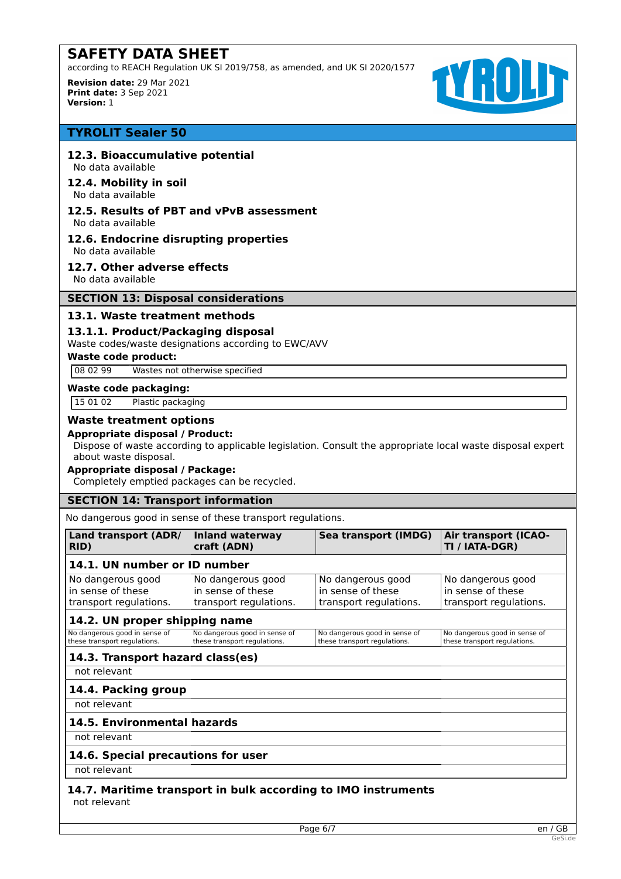### 12.3. Bioaccumulative potential

No data available

### 12.4. Mobility in soil

No data available

### 12.5. Results of PBT and vPvB assessment

No data available

### 12.6. Endocrine disrupting properties

No data available

### 12.7. Other adverse effects

No data available

## SECTION 13: Disposal considerations

### 13.1. Waste treatment methods

#### 13.1.1. Product/Packaging disposal

Waste codes/waste designations according to EWC/AVV

**Waste code product:**

| 08 02 99 | Wastes not otherwise specified |
|---|---|

**Waste code packaging:**

| 15 01 02 | Plastic packaging |
|---|---|

### Waste treatment options

**Appropriate disposal / Product:**

Dispose of waste according to applicable legislation. Consult the appropriate local waste disposal expert about waste disposal.

**Appropriate disposal / Package:**

Completely emptied packages can be recycled.

## SECTION 14: Transport information

No dangerous good in sense of these transport regulations.

| Land transport (ADR/ RID) | Inland waterway craft (ADN) | Sea transport (IMDG) | Air transport (ICAO-TI / IATA-DGR) |
|---|---|---|---|
| **14.1. UN number or ID number** | | | |
| No dangerous good in sense of these transport regulations. | No dangerous good in sense of these transport regulations. | No dangerous good in sense of these transport regulations. | No dangerous good in sense of these transport regulations. |
| **14.2. UN proper shipping name** | | | |
| No dangerous good in sense of these transport regulations. | No dangerous good in sense of these transport regulations. | No dangerous good in sense of these transport regulations. | No dangerous good in sense of these transport regulations. |
| **14.3. Transport hazard class(es)** | | | |
| not relevant | | | |
| **14.4. Packing group** | | | |
| not relevant | | | |
| **14.5. Environmental hazards** | | | |
| not relevant | | | |
| **14.6. Special precautions for user** | | | |
| not relevant | | | |

### 14.7. Maritime transport in bulk according to IMO instruments

not relevant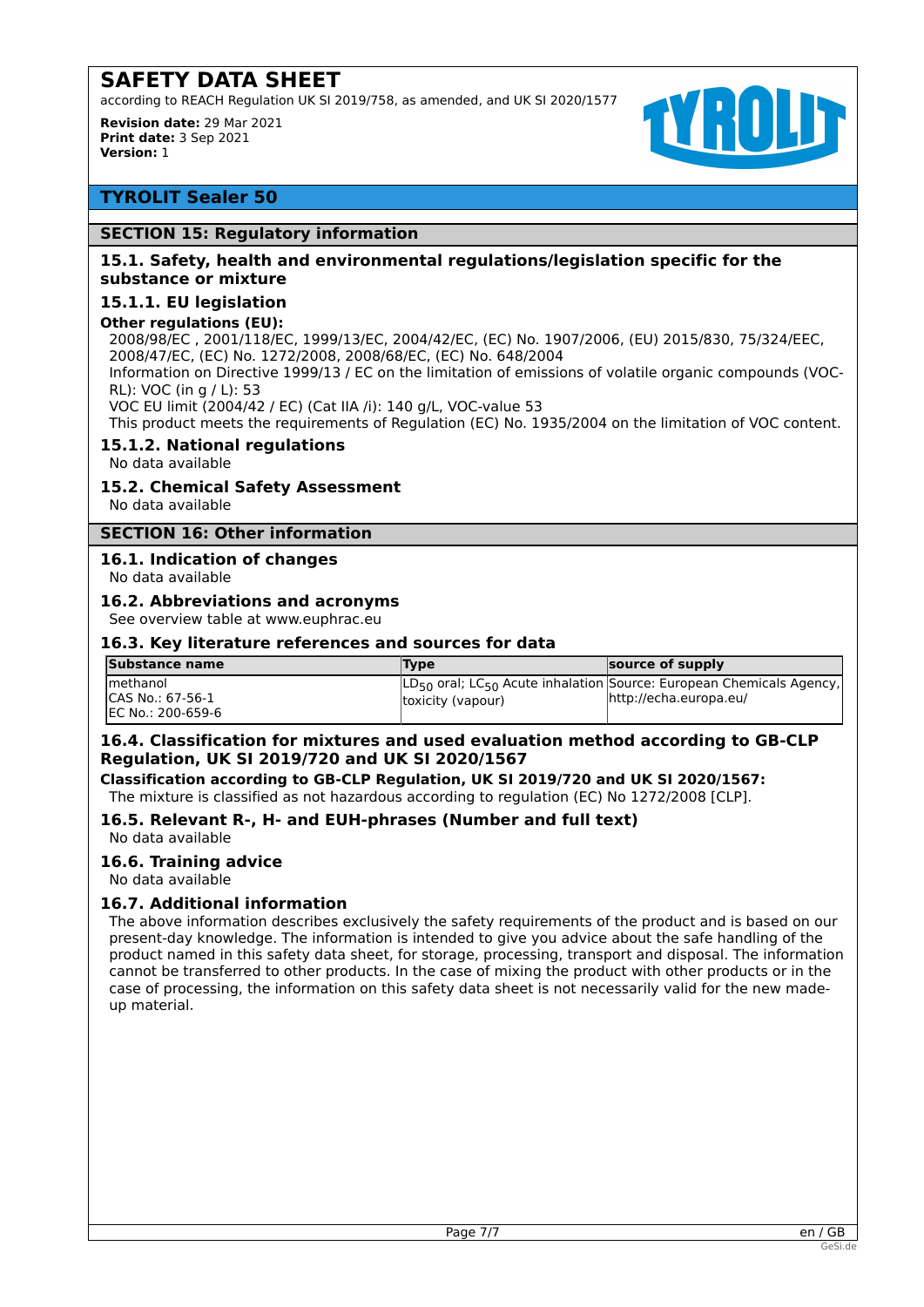# SAFETY DATA SHEET

according to REACH Regulation UK SI 2019/758, as amended, and UK SI 2020/1577

**Revision date:** 29 Mar 2021
**Print date:** 3 Sep 2021
**Version:** 1

## TYROLIT Sealer 50

## SECTION 15: Regulatory information

### 15.1. Safety, health and environmental regulations/legislation specific for the substance or mixture

### 15.1.1. EU legislation

**Other regulations (EU):**

2008/98/EC , 2001/118/EC, 1999/13/EC, 2004/42/EC, (EC) No. 1907/2006, (EU) 2015/830, 75/324/EEC, 2008/47/EC, (EC) No. 1272/2008, 2008/68/EC, (EC) No. 648/2004

Information on Directive 1999/13 / EC on the limitation of emissions of volatile organic compounds (VOC-RL): VOC (in g / L): 53

VOC EU limit (2004/42 / EC) (Cat IIA /i): 140 g/L, VOC-value 53

This product meets the requirements of Regulation (EC) No. 1935/2004 on the limitation of VOC content.

### 15.1.2. National regulations

No data available

### 15.2. Chemical Safety Assessment

No data available

## SECTION 16: Other information

### 16.1. Indication of changes

No data available

### 16.2. Abbreviations and acronyms

See overview table at www.euphrac.eu

### 16.3. Key literature references and sources for data

| Substance name | Type | source of supply |
|---|---|---|
| methanol<br>CAS No.: 67-56-1<br>EC No.: 200-659-6 | $LD_{50}$ oral; $LC_{50}$ Acute inhalation toxicity (vapour) | Source: European Chemicals Agency, http://echa.europa.eu/ |

### 16.4. Classification for mixtures and used evaluation method according to GB-CLP Regulation, UK SI 2019/720 and UK SI 2020/1567

**Classification according to GB-CLP Regulation, UK SI 2019/720 and UK SI 2020/1567:**

The mixture is classified as not hazardous according to regulation (EC) No 1272/2008 [CLP].

### 16.5. Relevant R-, H- and EUH-phrases (Number and full text)

No data available

### 16.6. Training advice

No data available

### 16.7. Additional information

The above information describes exclusively the safety requirements of the product and is based on our present-day knowledge. The information is intended to give you advice about the safe handling of the product named in this safety data sheet, for storage, processing, transport and disposal. The information cannot be transferred to other products. In the case of mixing the product with other products or in the case of processing, the information on this safety data sheet is not necessarily valid for the new made-up material.